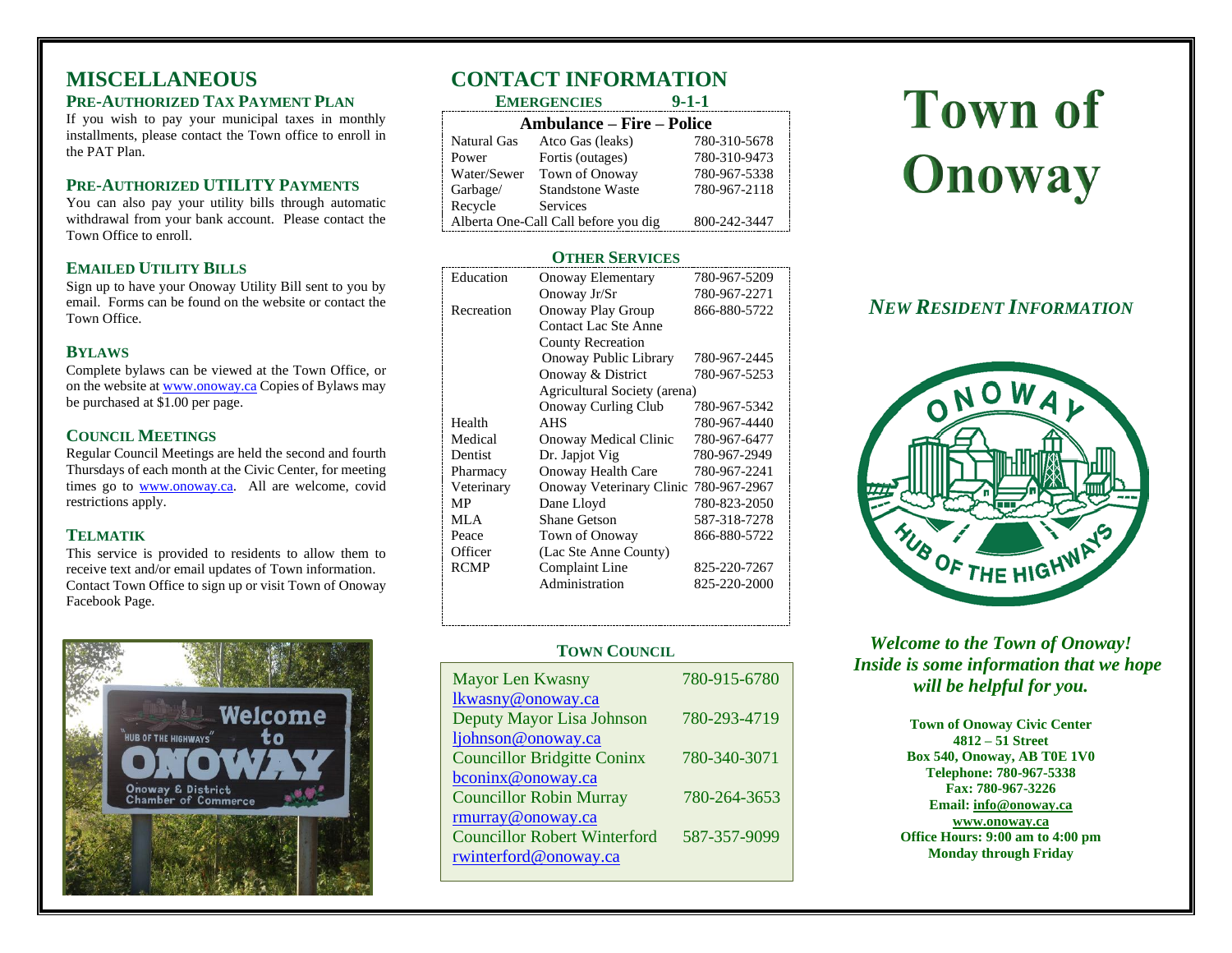# MISCELLANEOUS

### PRE-AUTHORIZED TAX PAYMENT PLAN

If you wish to pay your municipal taxes in monthly installments, please contact the Town office to enroll in the PAT Plan.

### PRE-AUTHORIZED UTILITY PAYMENTS

You can also pay your utility bills through automatic withdrawal from your bank account. Please contact the Town Office to enroll.

### EMAILED UTILITY BILLS

Sign up to have your Onoway Utility Bill sent to you by email. Forms can be found on the website or contact the Town Office.

### BYLAWS

Complete bylaws can be viewed at the Town Office, or on the website at www.onoway.ca Copies of Bylaws may be purchased at $1.00 per page.

### COUNCIL MEETINGS

Regular Council Meetings are held the second and fourth Thursdays of each month at the Civic Center, for meeting times go to www.onoway.ca. All are welcome, covid restrictions apply.

### TELMATIK

This service is provided to residents to allow them to receive text and/or email updates of Town information. Contact Town Office to sign up or visit Town of Onoway Facebook Page.

# CONTACT INFORMATION

### EMERGENCIES 9-1-1

**Ambulance – Fire – Police**

| | | |
|---|---|---|
| Natural Gas | Atco Gas (leaks) | 780-310-5678 |
| Power | Fortis (outages) | 780-310-9473 |
| Water/Sewer | Town of Onoway | 780-967-5338 |
| Garbage/ Recycle | Standstone Waste Services | 780-967-2118 |
| Alberta One-Call Call before you dig | | 800-242-3447 |

### OTHER SERVICES

| | | |
|---|---|---|
| Education | Onoway Elementary | 780-967-5209 |
| | Onoway Jr/Sr | 780-967-2271 |
| Recreation | Onoway Play Group | 866-880-5722 |
| | Contact Lac Ste Anne County Recreation | |
| | Onoway Public Library | 780-967-2445 |
| | Onoway & District Agricultural Society (arena) | 780-967-5253 |
| | Onoway Curling Club | 780-967-5342 |
| Health | AHS | 780-967-4440 |
| Medical | Onoway Medical Clinic | 780-967-6477 |
| Dentist | Dr. Japjot Vig | 780-967-2949 |
| Pharmacy | Onoway Health Care | 780-967-2241 |
| Veterinary | Onoway Veterinary Clinic | 780-967-2967 |
| MP | Dane Lloyd | 780-823-2050 |
| MLA | Shane Getson | 587-318-7278 |
| Peace Officer | Town of Onoway (Lac Ste Anne County) | 866-880-5722 |
| RCMP | Complaint Line | 825-220-7267 |
| | Administration | 825-220-2000 |

### TOWN COUNCIL

| | |
|---|---|
| Mayor Len Kwasny lkwasny@onoway.ca | 780-915-6780 |
| Deputy Mayor Lisa Johnson ljohnson@onoway.ca | 780-293-4719 |
| Councillor Bridgitte Coninx bconinx@onoway.ca | 780-340-3071 |
| Councillor Robin Murray rmurray@onoway.ca | 780-264-3653 |
| Councillor Robert Winterford rwinterford@onoway.ca | 587-357-9099 |

# Town of Onoway

### *NEW RESIDENT INFORMATION*

ONOWAY — HUB OF THE HIGHWAYS

***Welcome to the Town of Onoway! Inside is some information that we hope will be helpful for you.***

**Town of Onoway Civic Center**
**4812 – 51 Street**
**Box 540, Onoway, AB T0E 1V0**
**Telephone: 780-967-5338**
**Fax: 780-967-3226**
**Email: info@onoway.ca**
**www.onoway.ca**
**Office Hours: 9:00 am to 4:00 pm**
**Monday through Friday**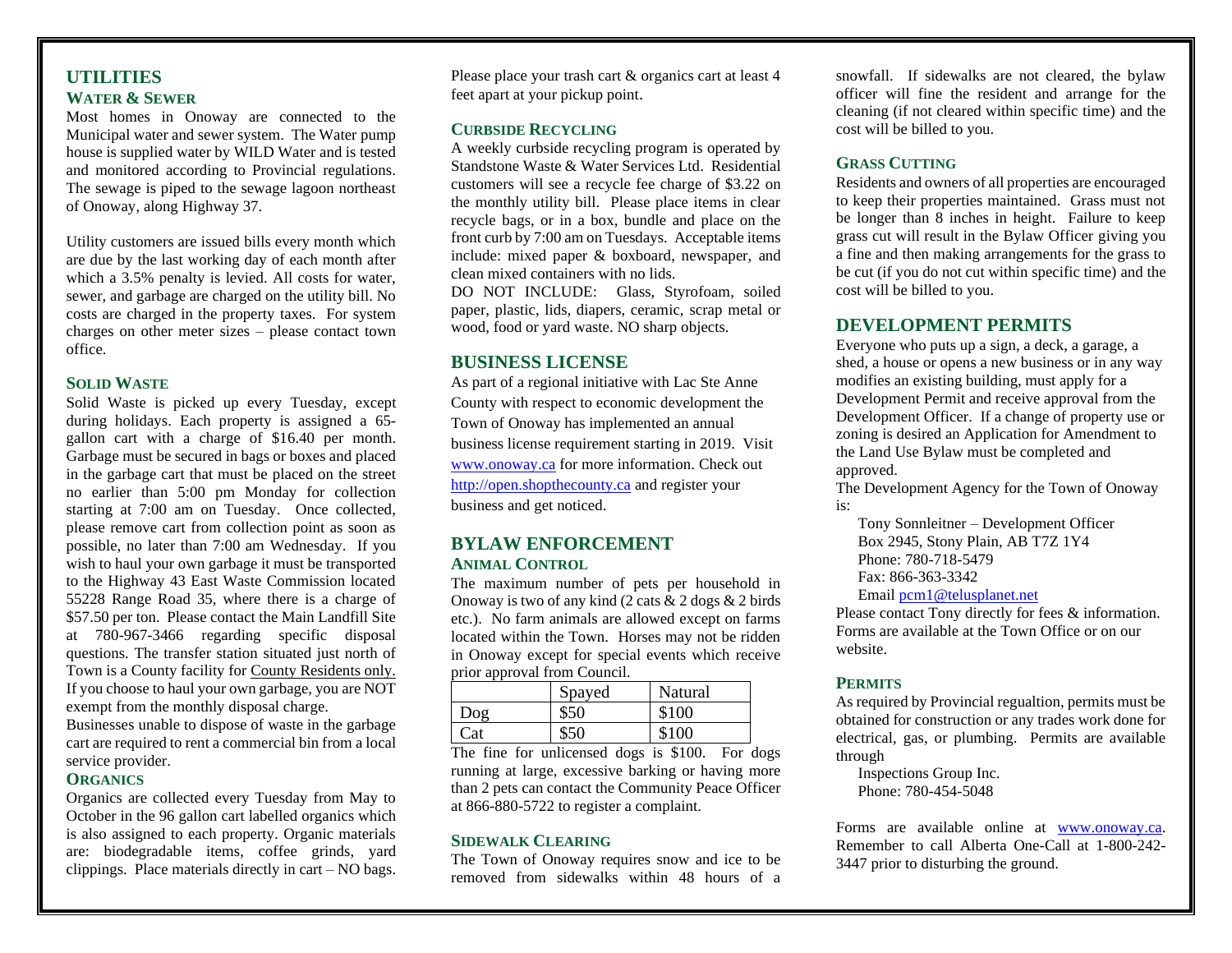## UTILITIES

### WATER & SEWER

Most homes in Onoway are connected to the Municipal water and sewer system. The Water pump house is supplied water by WILD Water and is tested and monitored according to Provincial regulations. The sewage is piped to the sewage lagoon northeast of Onoway, along Highway 37.

Utility customers are issued bills every month which are due by the last working day of each month after which a 3.5% penalty is levied. All costs for water, sewer, and garbage are charged on the utility bill. No costs are charged in the property taxes. For system charges on other meter sizes – please contact town office.

### SOLID WASTE

Solid Waste is picked up every Tuesday, except during holidays. Each property is assigned a 65-gallon cart with a charge of $16.40 per month. Garbage must be secured in bags or boxes and placed in the garbage cart that must be placed on the street no earlier than 5:00 pm Monday for collection starting at 7:00 am on Tuesday. Once collected, please remove cart from collection point as soon as possible, no later than 7:00 am Wednesday. If you wish to haul your own garbage it must be transported to the Highway 43 East Waste Commission located 55228 Range Road 35, where there is a charge of $57.50 per ton. Please contact the Main Landfill Site at 780-967-3466 regarding specific disposal questions. The transfer station situated just north of Town is a County facility for County Residents only. If you choose to haul your own garbage, you are NOT exempt from the monthly disposal charge.

Businesses unable to dispose of waste in the garbage cart are required to rent a commercial bin from a local service provider.

### ORGANICS

Organics are collected every Tuesday from May to October in the 96 gallon cart labelled organics which is also assigned to each property. Organic materials are: biodegradable items, coffee grinds, yard clippings. Place materials directly in cart – NO bags. Please place your trash cart & organics cart at least 4 feet apart at your pickup point.

### CURBSIDE RECYCLING

A weekly curbside recycling program is operated by Standstone Waste & Water Services Ltd. Residential customers will see a recycle fee charge of $3.22 on the monthly utility bill. Please place items in clear recycle bags, or in a box, bundle and place on the front curb by 7:00 am on Tuesdays. Acceptable items include: mixed paper & boxboard, newspaper, and clean mixed containers with no lids.

DO NOT INCLUDE: Glass, Styrofoam, soiled paper, plastic, lids, diapers, ceramic, scrap metal or wood, food or yard waste. NO sharp objects.

## BUSINESS LICENSE

As part of a regional initiative with Lac Ste Anne County with respect to economic development the Town of Onoway has implemented an annual business license requirement starting in 2019. Visit www.onoway.ca for more information. Check out http://open.shopthecounty.ca and register your business and get noticed.

## BYLAW ENFORCEMENT

### ANIMAL CONTROL

The maximum number of pets per household in Onoway is two of any kind (2 cats & 2 dogs & 2 birds etc.). No farm animals are allowed except on farms located within the Town. Horses may not be ridden in Onoway except for special events which receive prior approval from Council.

| | Spayed | Natural |
|---|---|---|
| Dog | $50 | $100 |
| Cat | $50 | $100 |

The fine for unlicensed dogs is $100. For dogs running at large, excessive barking or having more than 2 pets can contact the Community Peace Officer at 866-880-5722 to register a complaint.

### SIDEWALK CLEARING

The Town of Onoway requires snow and ice to be removed from sidewalks within 48 hours of a snowfall. If sidewalks are not cleared, the bylaw officer will fine the resident and arrange for the cleaning (if not cleared within specific time) and the cost will be billed to you.

### GRASS CUTTING

Residents and owners of all properties are encouraged to keep their properties maintained. Grass must not be longer than 8 inches in height. Failure to keep grass cut will result in the Bylaw Officer giving you a fine and then making arrangements for the grass to be cut (if you do not cut within specific time) and the cost will be billed to you.

## DEVELOPMENT PERMITS

Everyone who puts up a sign, a deck, a garage, a shed, a house or opens a new business or in any way modifies an existing building, must apply for a Development Permit and receive approval from the Development Officer. If a change of property use or zoning is desired an Application for Amendment to the Land Use Bylaw must be completed and approved.

The Development Agency for the Town of Onoway is:

Tony Sonnleitner – Development Officer  
Box 2945, Stony Plain, AB T7Z 1Y4  
Phone: 780-718-5479  
Fax: 866-363-3342  
Email pcm1@telusplanet.net

Please contact Tony directly for fees & information. Forms are available at the Town Office or on our website.

### PERMITS

As required by Provincial regualtion, permits must be obtained for construction or any trades work done for electrical, gas, or plumbing. Permits are available through

Inspections Group Inc.  
Phone: 780-454-5048

Forms are available online at www.onoway.ca. Remember to call Alberta One-Call at 1-800-242-3447 prior to disturbing the ground.